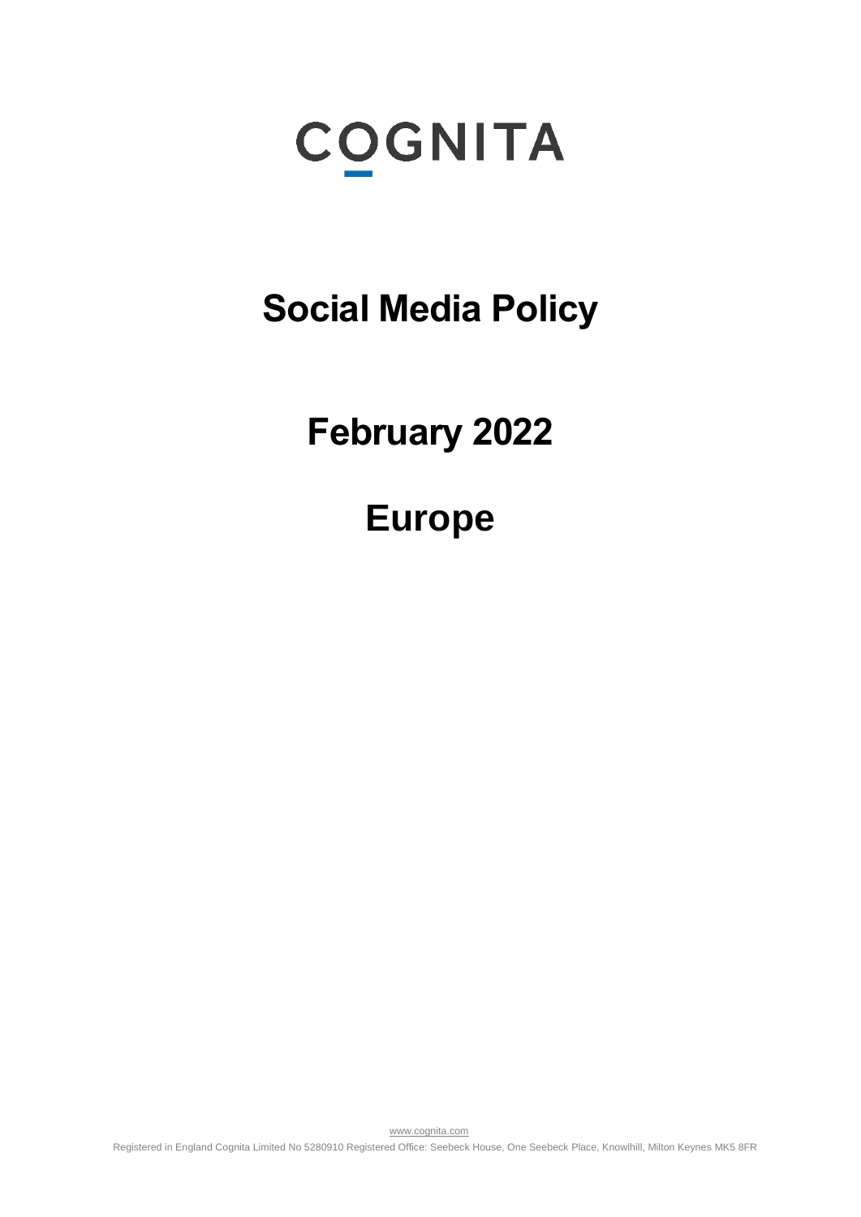# COGNITA

# Social Media Policy

# February 2022

# Europe

www.cognita.com

Registered in England Cognita Limited No 5280910 Registered Office: Seebeck House, One Seebeck Place, Knowlhill, Milton Keynes MK5 8FR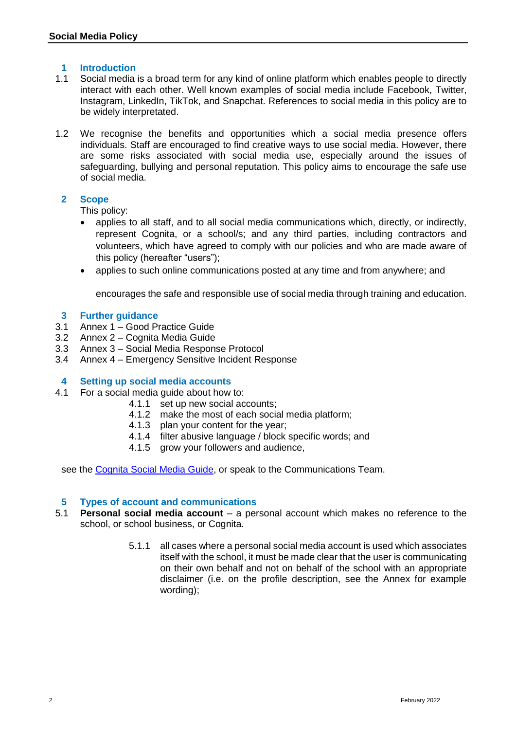## 1 Introduction

1.1 Social media is a broad term for any kind of online platform which enables people to directly interact with each other. Well known examples of social media include Facebook, Twitter, Instagram, LinkedIn, TikTok, and Snapchat. References to social media in this policy are to be widely interpretated.

1.2 We recognise the benefits and opportunities which a social media presence offers individuals. Staff are encouraged to find creative ways to use social media. However, there are some risks associated with social media use, especially around the issues of safeguarding, bullying and personal reputation. This policy aims to encourage the safe use of social media.

## 2 Scope

This policy:

- applies to all staff, and to all social media communications which, directly, or indirectly, represent Cognita, or a school/s; and any third parties, including contractors and volunteers, which have agreed to comply with our policies and who are made aware of this policy (hereafter "users");
- applies to such online communications posted at any time and from anywhere; and

encourages the safe and responsible use of social media through training and education.

## 3 Further guidance

3.1 Annex 1 – Good Practice Guide
3.2 Annex 2 – Cognita Media Guide
3.3 Annex 3 – Social Media Response Protocol
3.4 Annex 4 – Emergency Sensitive Incident Response

## 4 Setting up social media accounts

4.1 For a social media guide about how to:

4.1.1 set up new social accounts;
4.1.2 make the most of each social media platform;
4.1.3 plan your content for the year;
4.1.4 filter abusive language / block specific words; and
4.1.5 grow your followers and audience,

see the [Cognita Social Media Guide](), or speak to the Communications Team.

## 5 Types of account and communications

5.1 **Personal social media account** – a personal account which makes no reference to the school, or school business, or Cognita.

5.1.1 all cases where a personal social media account is used which associates itself with the school, it must be made clear that the user is communicating on their own behalf and not on behalf of the school with an appropriate disclaimer (i.e. on the profile description, see the Annex for example wording);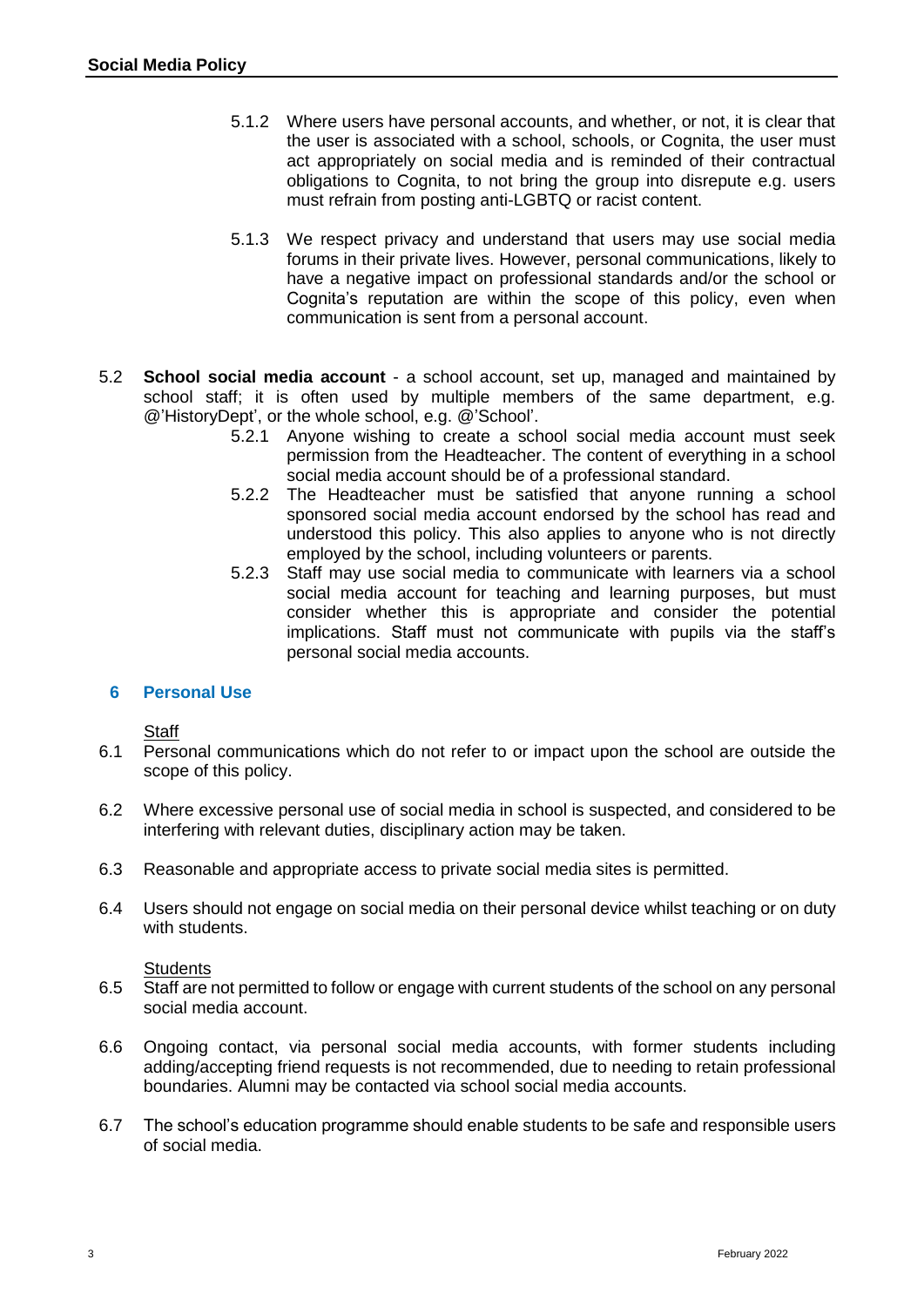5.1.2 Where users have personal accounts, and whether, or not, it is clear that the user is associated with a school, schools, or Cognita, the user must act appropriately on social media and is reminded of their contractual obligations to Cognita, to not bring the group into disrepute e.g. users must refrain from posting anti-LGBTQ or racist content.

5.1.3 We respect privacy and understand that users may use social media forums in their private lives. However, personal communications, likely to have a negative impact on professional standards and/or the school or Cognita's reputation are within the scope of this policy, even when communication is sent from a personal account.

5.2 **School social media account** - a school account, set up, managed and maintained by school staff; it is often used by multiple members of the same department, e.g. @'HistoryDept', or the whole school, e.g. @'School'.

5.2.1 Anyone wishing to create a school social media account must seek permission from the Headteacher. The content of everything in a school social media account should be of a professional standard.

5.2.2 The Headteacher must be satisfied that anyone running a school sponsored social media account endorsed by the school has read and understood this policy. This also applies to anyone who is not directly employed by the school, including volunteers or parents.

5.2.3 Staff may use social media to communicate with learners via a school social media account for teaching and learning purposes, but must consider whether this is appropriate and consider the potential implications. Staff must not communicate with pupils via the staff's personal social media accounts.

## 6 Personal Use

Staff

6.1 Personal communications which do not refer to or impact upon the school are outside the scope of this policy.

6.2 Where excessive personal use of social media in school is suspected, and considered to be interfering with relevant duties, disciplinary action may be taken.

6.3 Reasonable and appropriate access to private social media sites is permitted.

6.4 Users should not engage on social media on their personal device whilst teaching or on duty with students.

Students

6.5 Staff are not permitted to follow or engage with current students of the school on any personal social media account.

6.6 Ongoing contact, via personal social media accounts, with former students including adding/accepting friend requests is not recommended, due to needing to retain professional boundaries. Alumni may be contacted via school social media accounts.

6.7 The school's education programme should enable students to be safe and responsible users of social media.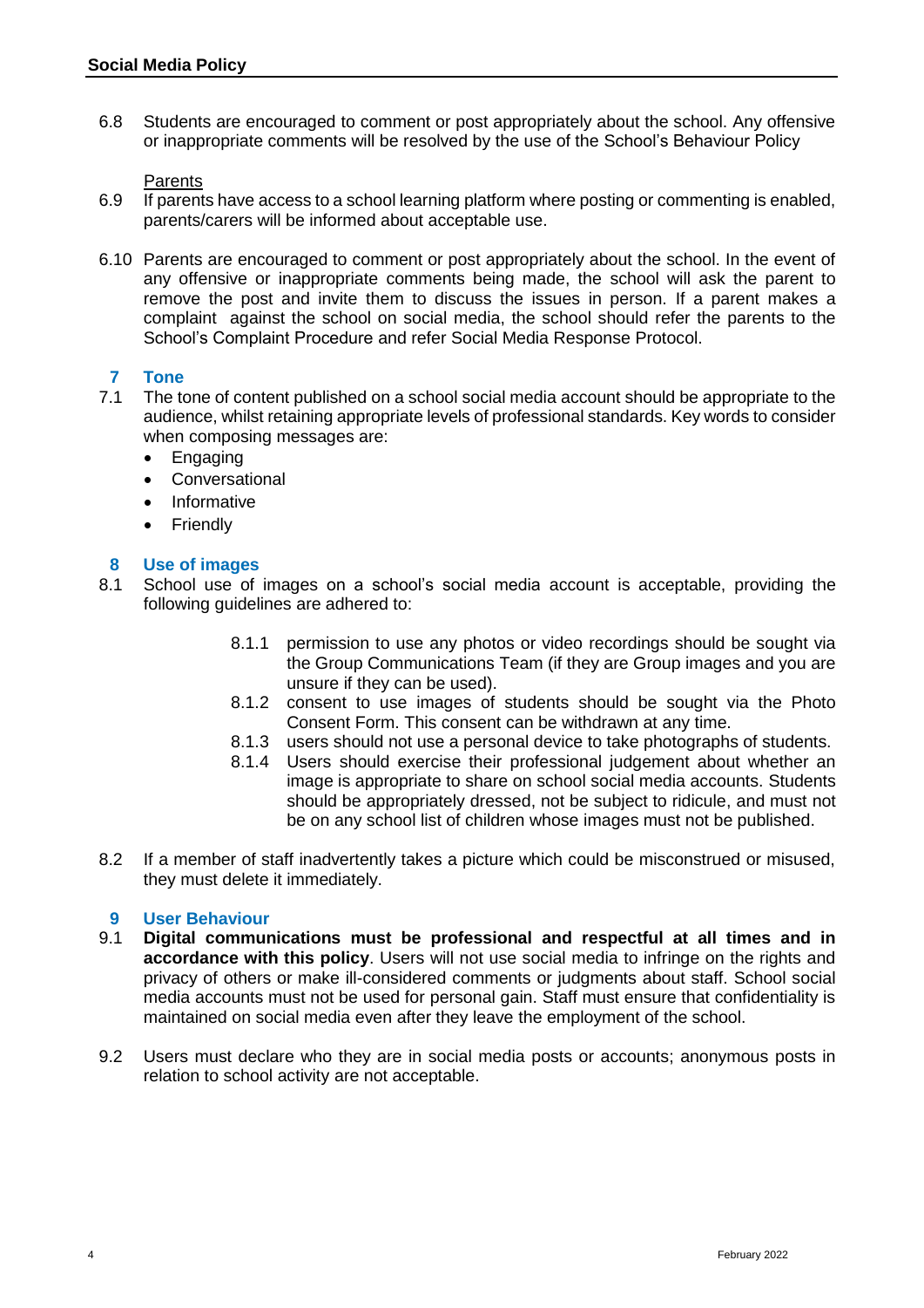6.8 Students are encouraged to comment or post appropriately about the school. Any offensive or inappropriate comments will be resolved by the use of the School's Behaviour Policy

<u>Parents</u>

6.9 If parents have access to a school learning platform where posting or commenting is enabled, parents/carers will be informed about acceptable use.

6.10 Parents are encouraged to comment or post appropriately about the school. In the event of any offensive or inappropriate comments being made, the school will ask the parent to remove the post and invite them to discuss the issues in person. If a parent makes a complaint against the school on social media, the school should refer the parents to the School's Complaint Procedure and refer Social Media Response Protocol.

## 7 Tone

7.1 The tone of content published on a school social media account should be appropriate to the audience, whilst retaining appropriate levels of professional standards. Key words to consider when composing messages are:

- Engaging
- Conversational
- Informative
- Friendly

## 8 Use of images

8.1 School use of images on a school's social media account is acceptable, providing the following guidelines are adhered to:

> 8.1.1 permission to use any photos or video recordings should be sought via the Group Communications Team (if they are Group images and you are unsure if they can be used).
>
> 8.1.2 consent to use images of students should be sought via the Photo Consent Form. This consent can be withdrawn at any time.
>
> 8.1.3 users should not use a personal device to take photographs of students.
>
> 8.1.4 Users should exercise their professional judgement about whether an image is appropriate to share on school social media accounts. Students should be appropriately dressed, not be subject to ridicule, and must not be on any school list of children whose images must not be published.

8.2 If a member of staff inadvertently takes a picture which could be misconstrued or misused, they must delete it immediately.

## 9 User Behaviour

9.1 **Digital communications must be professional and respectful at all times and in accordance with this policy**. Users will not use social media to infringe on the rights and privacy of others or make ill-considered comments or judgments about staff. School social media accounts must not be used for personal gain. Staff must ensure that confidentiality is maintained on social media even after they leave the employment of the school.

9.2 Users must declare who they are in social media posts or accounts; anonymous posts in relation to school activity are not acceptable.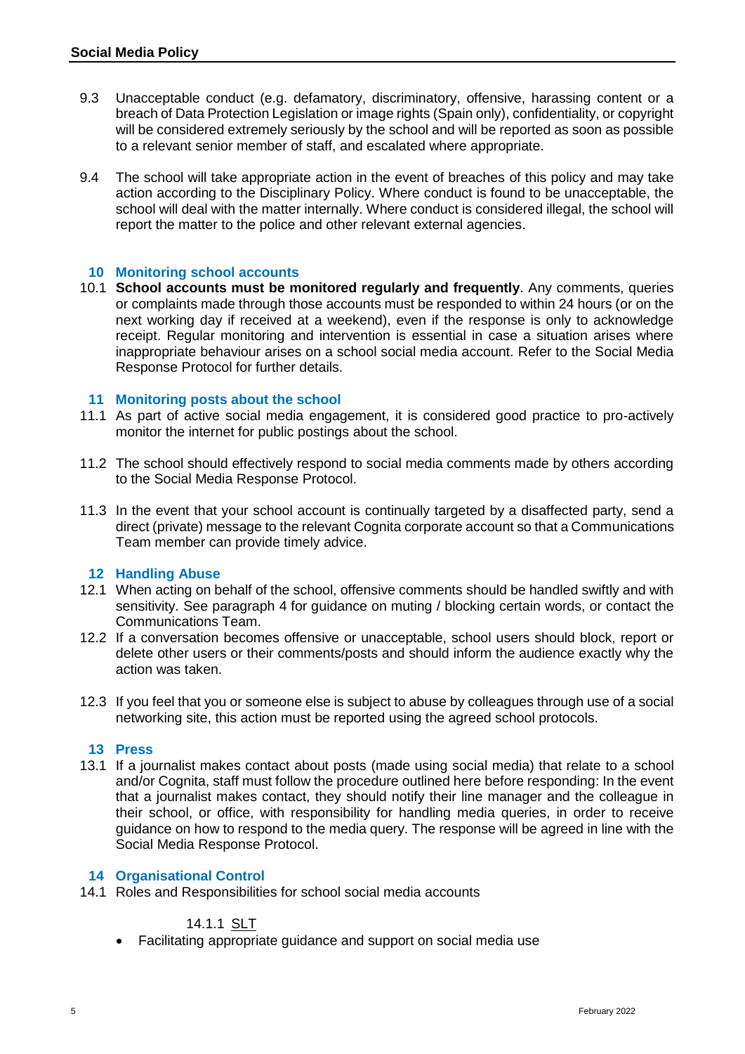9.3 Unacceptable conduct (e.g. defamatory, discriminatory, offensive, harassing content or a breach of Data Protection Legislation or image rights (Spain only), confidentiality, or copyright will be considered extremely seriously by the school and will be reported as soon as possible to a relevant senior member of staff, and escalated where appropriate.

9.4 The school will take appropriate action in the event of breaches of this policy and may take action according to the Disciplinary Policy. Where conduct is found to be unacceptable, the school will deal with the matter internally. Where conduct is considered illegal, the school will report the matter to the police and other relevant external agencies.

## 10 Monitoring school accounts

10.1 **School accounts must be monitored regularly and frequently**. Any comments, queries or complaints made through those accounts must be responded to within 24 hours (or on the next working day if received at a weekend), even if the response is only to acknowledge receipt. Regular monitoring and intervention is essential in case a situation arises where inappropriate behaviour arises on a school social media account. Refer to the Social Media Response Protocol for further details.

## 11 Monitoring posts about the school

11.1 As part of active social media engagement, it is considered good practice to pro-actively monitor the internet for public postings about the school.

11.2 The school should effectively respond to social media comments made by others according to the Social Media Response Protocol.

11.3 In the event that your school account is continually targeted by a disaffected party, send a direct (private) message to the relevant Cognita corporate account so that a Communications Team member can provide timely advice.

## 12 Handling Abuse

12.1 When acting on behalf of the school, offensive comments should be handled swiftly and with sensitivity. See paragraph 4 for guidance on muting / blocking certain words, or contact the Communications Team.

12.2 If a conversation becomes offensive or unacceptable, school users should block, report or delete other users or their comments/posts and should inform the audience exactly why the action was taken.

12.3 If you feel that you or someone else is subject to abuse by colleagues through use of a social networking site, this action must be reported using the agreed school protocols.

## 13 Press

13.1 If a journalist makes contact about posts (made using social media) that relate to a school and/or Cognita, staff must follow the procedure outlined here before responding: In the event that a journalist makes contact, they should notify their line manager and the colleague in their school, or office, with responsibility for handling media queries, in order to receive guidance on how to respond to the media query. The response will be agreed in line with the Social Media Response Protocol.

## 14 Organisational Control

14.1 Roles and Responsibilities for school social media accounts

14.1.1 SLT

- Facilitating appropriate guidance and support on social media use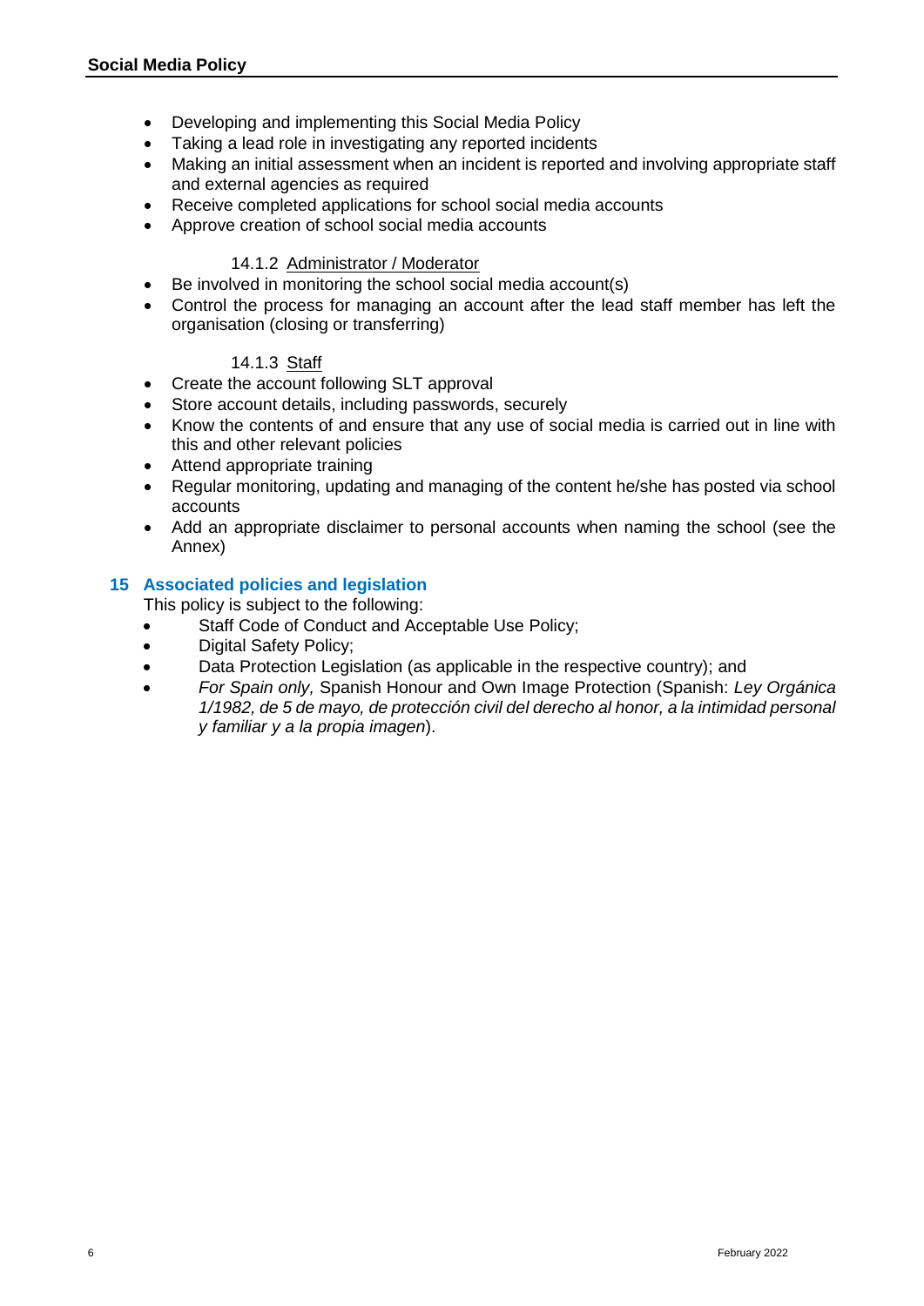- Developing and implementing this Social Media Policy
- Taking a lead role in investigating any reported incidents
- Making an initial assessment when an incident is reported and involving appropriate staff and external agencies as required
- Receive completed applications for school social media accounts
- Approve creation of school social media accounts

#### 14.1.2 Administrator / Moderator

- Be involved in monitoring the school social media account(s)
- Control the process for managing an account after the lead staff member has left the organisation (closing or transferring)

#### 14.1.3 Staff

- Create the account following SLT approval
- Store account details, including passwords, securely
- Know the contents of and ensure that any use of social media is carried out in line with this and other relevant policies
- Attend appropriate training
- Regular monitoring, updating and managing of the content he/she has posted via school accounts
- Add an appropriate disclaimer to personal accounts when naming the school (see the Annex)

## 15 Associated policies and legislation

This policy is subject to the following:

- Staff Code of Conduct and Acceptable Use Policy;
- Digital Safety Policy;
- Data Protection Legislation (as applicable in the respective country); and
- *For Spain only,* Spanish Honour and Own Image Protection (Spanish: *Ley Orgánica 1/1982, de 5 de mayo, de protección civil del derecho al honor, a la intimidad personal y familiar y a la propia imagen*).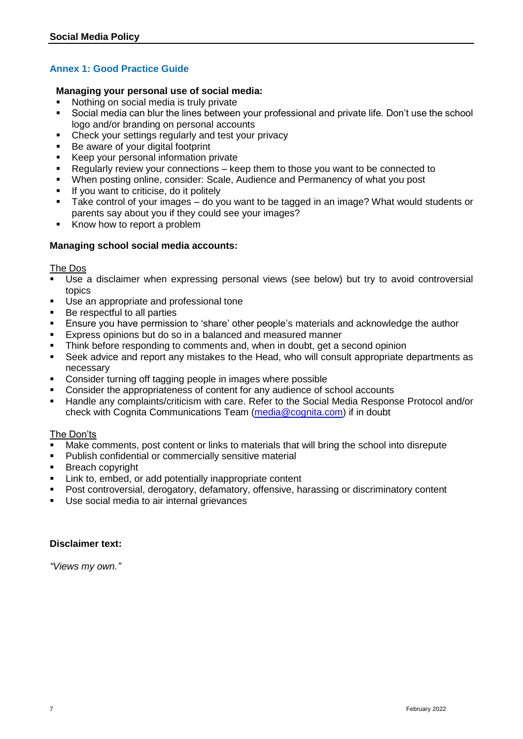## Annex 1: Good Practice Guide

**Managing your personal use of social media:**

- Nothing on social media is truly private
- Social media can blur the lines between your professional and private life. Don't use the school logo and/or branding on personal accounts
- Check your settings regularly and test your privacy
- Be aware of your digital footprint
- Keep your personal information private
- Regularly review your connections – keep them to those you want to be connected to
- When posting online, consider: Scale, Audience and Permanency of what you post
- If you want to criticise, do it politely
- Take control of your images – do you want to be tagged in an image? What would students or parents say about you if they could see your images?
- Know how to report a problem

**Managing school social media accounts:**

The Dos

- Use a disclaimer when expressing personal views (see below) but try to avoid controversial topics
- Use an appropriate and professional tone
- Be respectful to all parties
- Ensure you have permission to 'share' other people's materials and acknowledge the author
- Express opinions but do so in a balanced and measured manner
- Think before responding to comments and, when in doubt, get a second opinion
- Seek advice and report any mistakes to the Head, who will consult appropriate departments as necessary
- Consider turning off tagging people in images where possible
- Consider the appropriateness of content for any audience of school accounts
- Handle any complaints/criticism with care. Refer to the Social Media Response Protocol and/or check with Cognita Communications Team (media@cognita.com) if in doubt

The Don'ts

- Make comments, post content or links to materials that will bring the school into disrepute
- Publish confidential or commercially sensitive material
- Breach copyright
- Link to, embed, or add potentially inappropriate content
- Post controversial, derogatory, defamatory, offensive, harassing or discriminatory content
- Use social media to air internal grievances

**Disclaimer text:**

*"Views my own."*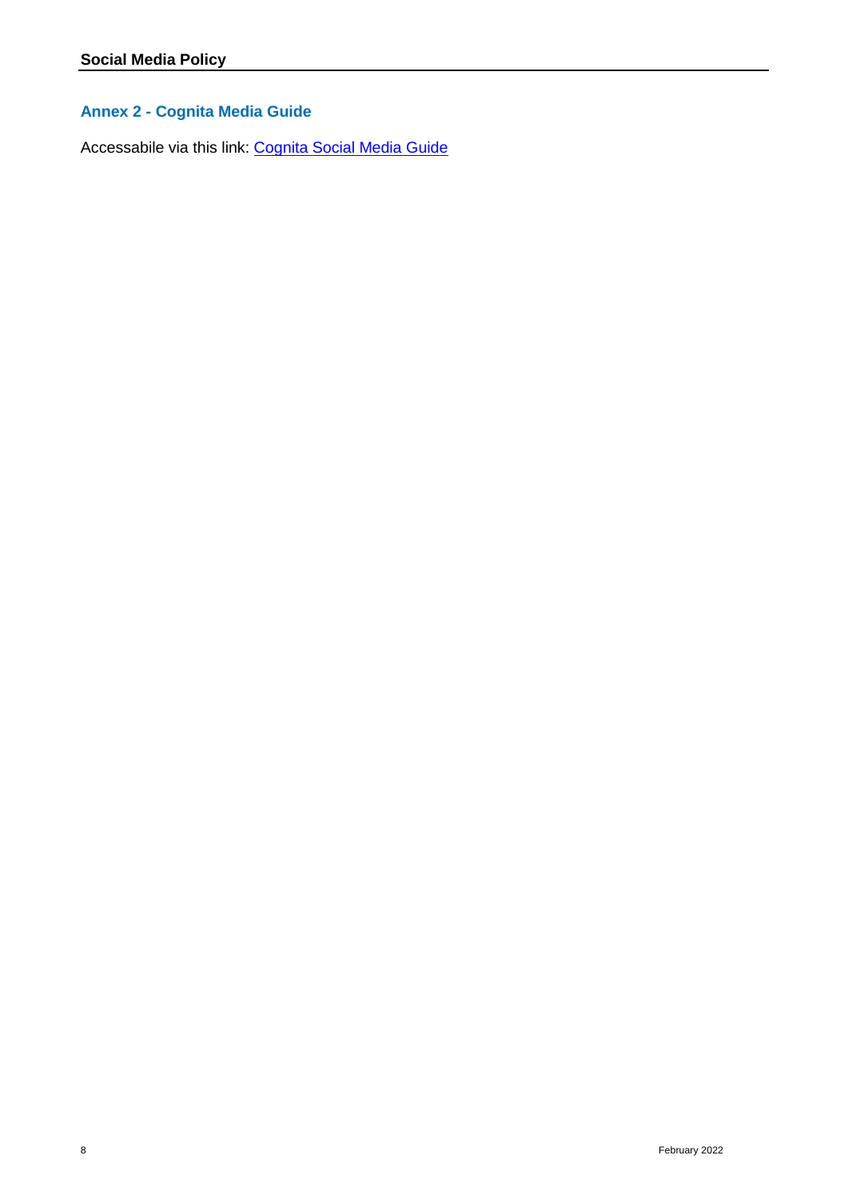## Annex 2 - Cognita Media Guide

Accessabile via this link: Cognita Social Media Guide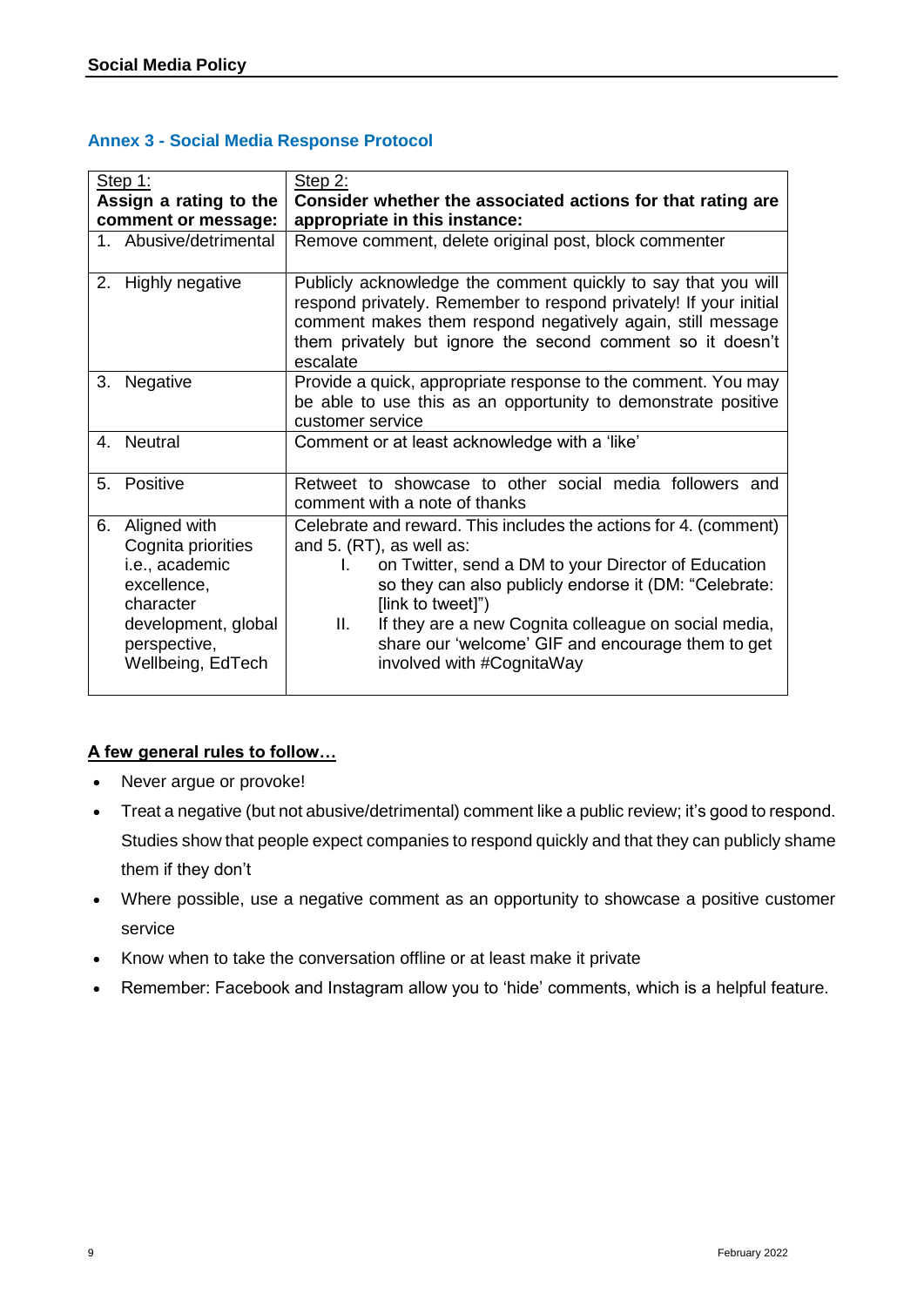## Annex 3 - Social Media Response Protocol

| Step 1: **Assign a rating to the comment or message:** | Step 2: **Consider whether the associated actions for that rating are appropriate in this instance:** |
|---|---|
| 1. Abusive/detrimental | Remove comment, delete original post, block commenter |
| 2. Highly negative | Publicly acknowledge the comment quickly to say that you will respond privately. Remember to respond privately! If your initial comment makes them respond negatively again, still message them privately but ignore the second comment so it doesn't escalate |
| 3. Negative | Provide a quick, appropriate response to the comment. You may be able to use this as an opportunity to demonstrate positive customer service |
| 4. Neutral | Comment or at least acknowledge with a 'like' |
| 5. Positive | Retweet to showcase to other social media followers and comment with a note of thanks |
| 6. Aligned with Cognita priorities i.e., academic excellence, character development, global perspective, Wellbeing, EdTech | Celebrate and reward. This includes the actions for 4. (comment) and 5. (RT), as well as: I. on Twitter, send a DM to your Director of Education so they can also publicly endorse it (DM: "Celebrate: [link to tweet]") II. If they are a new Cognita colleague on social media, share our 'welcome' GIF and encourage them to get involved with #CognitaWay |

**A few general rules to follow…**

- Never argue or provoke!
- Treat a negative (but not abusive/detrimental) comment like a public review; it's good to respond. Studies show that people expect companies to respond quickly and that they can publicly shame them if they don't
- Where possible, use a negative comment as an opportunity to showcase a positive customer service
- Know when to take the conversation offline or at least make it private
- Remember: Facebook and Instagram allow you to 'hide' comments, which is a helpful feature.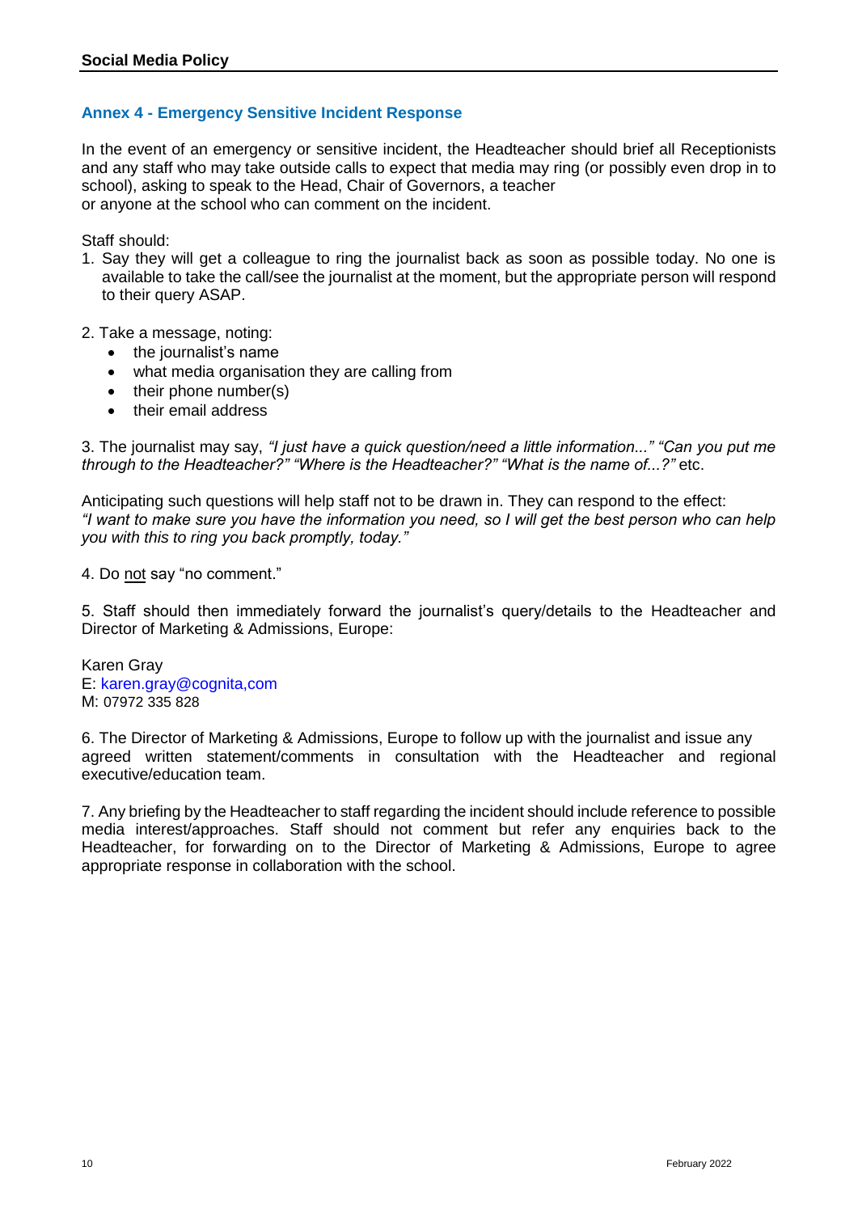## Annex 4 - Emergency Sensitive Incident Response

In the event of an emergency or sensitive incident, the Headteacher should brief all Receptionists and any staff who may take outside calls to expect that media may ring (or possibly even drop in to school), asking to speak to the Head, Chair of Governors, a teacher
or anyone at the school who can comment on the incident.

Staff should:

1. Say they will get a colleague to ring the journalist back as soon as possible today. No one is available to take the call/see the journalist at the moment, but the appropriate person will respond to their query ASAP.

2. Take a message, noting:
   - the journalist's name
   - what media organisation they are calling from
   - their phone number(s)
   - their email address

3. The journalist may say, *"I just have a quick question/need a little information..." "Can you put me through to the Headteacher?" "Where is the Headteacher?" "What is the name of...?"* etc.

Anticipating such questions will help staff not to be drawn in. They can respond to the effect:
*"I want to make sure you have the information you need, so I will get the best person who can help you with this to ring you back promptly, today."*

4. Do not say "no comment."

5. Staff should then immediately forward the journalist's query/details to the Headteacher and Director of Marketing & Admissions, Europe:

Karen Gray
E: karen.gray@cognita,com
M: 07972 335 828

6. The Director of Marketing & Admissions, Europe to follow up with the journalist and issue any agreed written statement/comments in consultation with the Headteacher and regional executive/education team.

7. Any briefing by the Headteacher to staff regarding the incident should include reference to possible media interest/approaches. Staff should not comment but refer any enquiries back to the Headteacher, for forwarding on to the Director of Marketing & Admissions, Europe to agree appropriate response in collaboration with the school.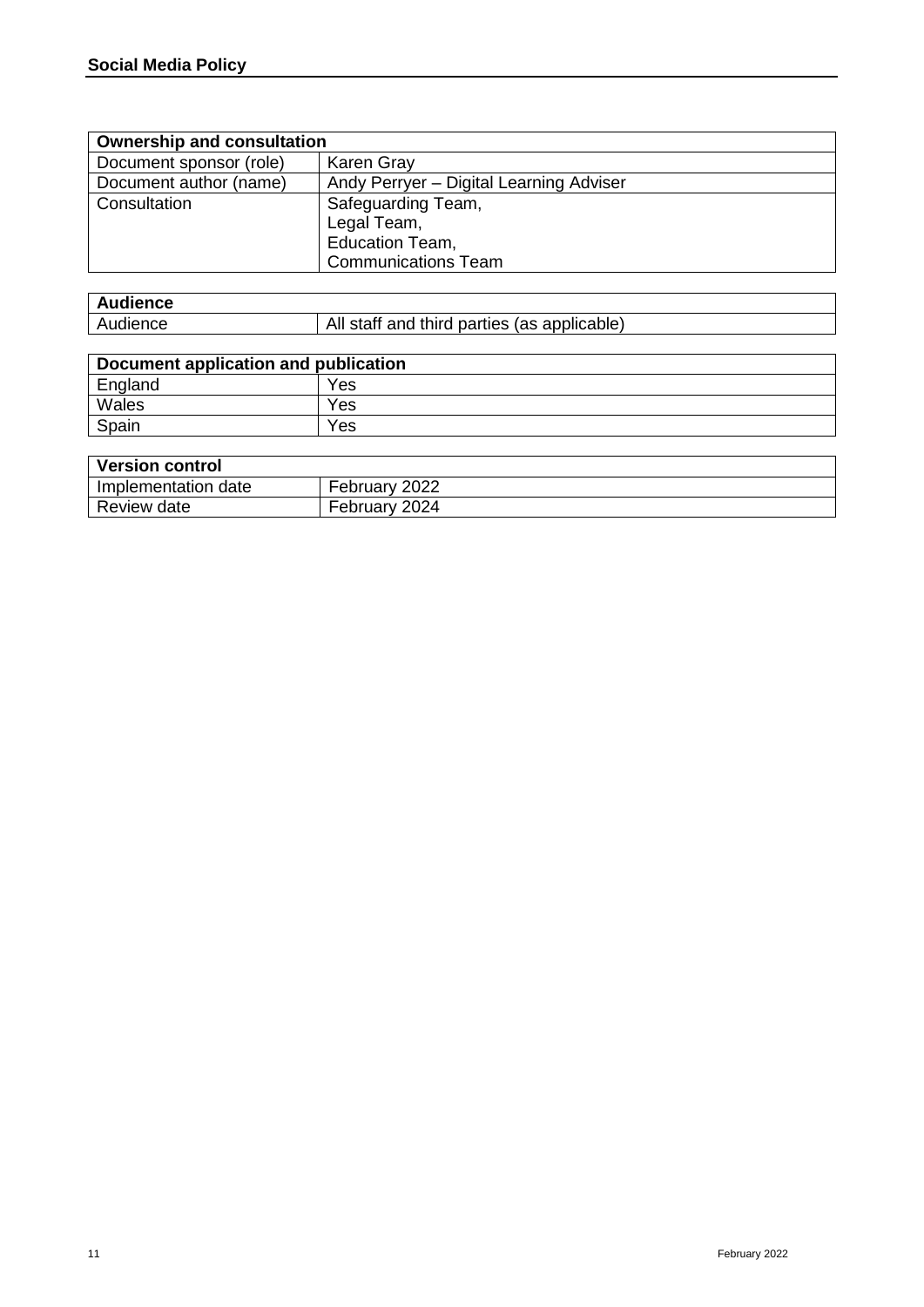| Ownership and consultation | |
|---|---|
| Document sponsor (role) | Karen Gray |
| Document author (name) | Andy Perryer – Digital Learning Adviser |
| Consultation | Safeguarding Team,<br>Legal Team,<br>Education Team,<br>Communications Team |

| Audience | |
|---|---|
| Audience | All staff and third parties (as applicable) |

| Document application and publication | |
|---|---|
| England | Yes |
| Wales | Yes |
| Spain | Yes |

| Version control | |
|---|---|
| Implementation date | February 2022 |
| Review date | February 2024 |